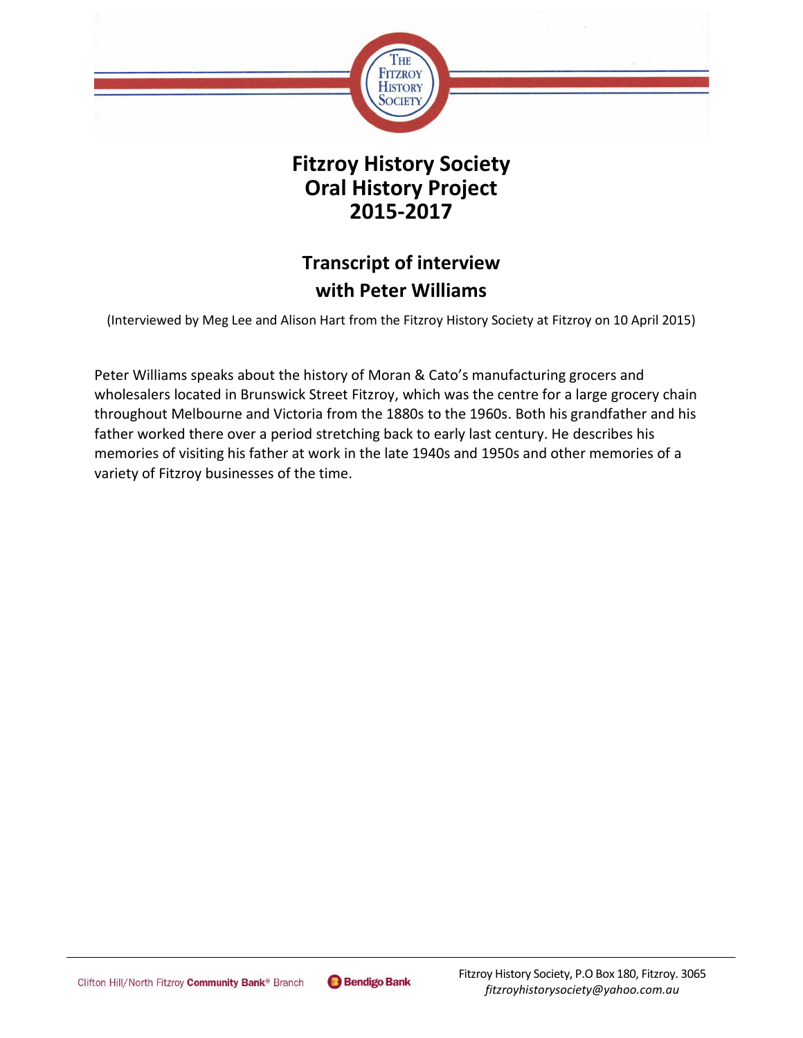# Fitzroy History Society
# Oral History Project
# 2015-2017

## Transcript of interview with Peter Williams

(Interviewed by Meg Lee and Alison Hart from the Fitzroy History Society at Fitzroy on 10 April 2015)

Peter Williams speaks about the history of Moran & Cato's manufacturing grocers and wholesalers located in Brunswick Street Fitzroy, which was the centre for a large grocery chain throughout Melbourne and Victoria from the 1880s to the 1960s. Both his grandfather and his father worked there over a period stretching back to early last century. He describes his memories of visiting his father at work in the late 1940s and 1950s and other memories of a variety of Fitzroy businesses of the time.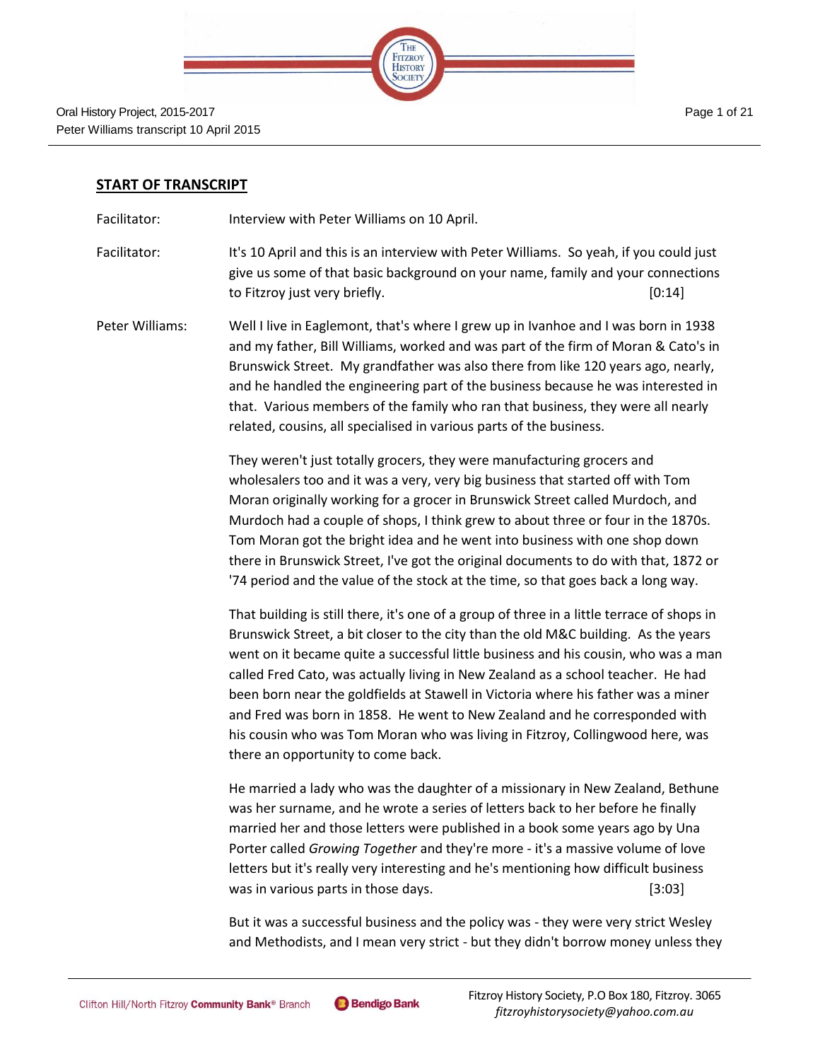## START OF TRANSCRIPT

Facilitator: Interview with Peter Williams on 10 April.

Facilitator: It's 10 April and this is an interview with Peter Williams. So yeah, if you could just give us some of that basic background on your name, family and your connections to Fitzroy just very briefly. [0:14]

Peter Williams: Well I live in Eaglemont, that's where I grew up in Ivanhoe and I was born in 1938 and my father, Bill Williams, worked and was part of the firm of Moran & Cato's in Brunswick Street. My grandfather was also there from like 120 years ago, nearly, and he handled the engineering part of the business because he was interested in that. Various members of the family who ran that business, they were all nearly related, cousins, all specialised in various parts of the business.

They weren't just totally grocers, they were manufacturing grocers and wholesalers too and it was a very, very big business that started off with Tom Moran originally working for a grocer in Brunswick Street called Murdoch, and Murdoch had a couple of shops, I think grew to about three or four in the 1870s. Tom Moran got the bright idea and he went into business with one shop down there in Brunswick Street, I've got the original documents to do with that, 1872 or '74 period and the value of the stock at the time, so that goes back a long way.

That building is still there, it's one of a group of three in a little terrace of shops in Brunswick Street, a bit closer to the city than the old M&C building. As the years went on it became quite a successful little business and his cousin, who was a man called Fred Cato, was actually living in New Zealand as a school teacher. He had been born near the goldfields at Stawell in Victoria where his father was a miner and Fred was born in 1858. He went to New Zealand and he corresponded with his cousin who was Tom Moran who was living in Fitzroy, Collingwood here, was there an opportunity to come back.

He married a lady who was the daughter of a missionary in New Zealand, Bethune was her surname, and he wrote a series of letters back to her before he finally married her and those letters were published in a book some years ago by Una Porter called *Growing Together* and they're more - it's a massive volume of love letters but it's really very interesting and he's mentioning how difficult business was in various parts in those days. [3:03]

But it was a successful business and the policy was - they were very strict Wesley and Methodists, and I mean very strict - but they didn't borrow money unless they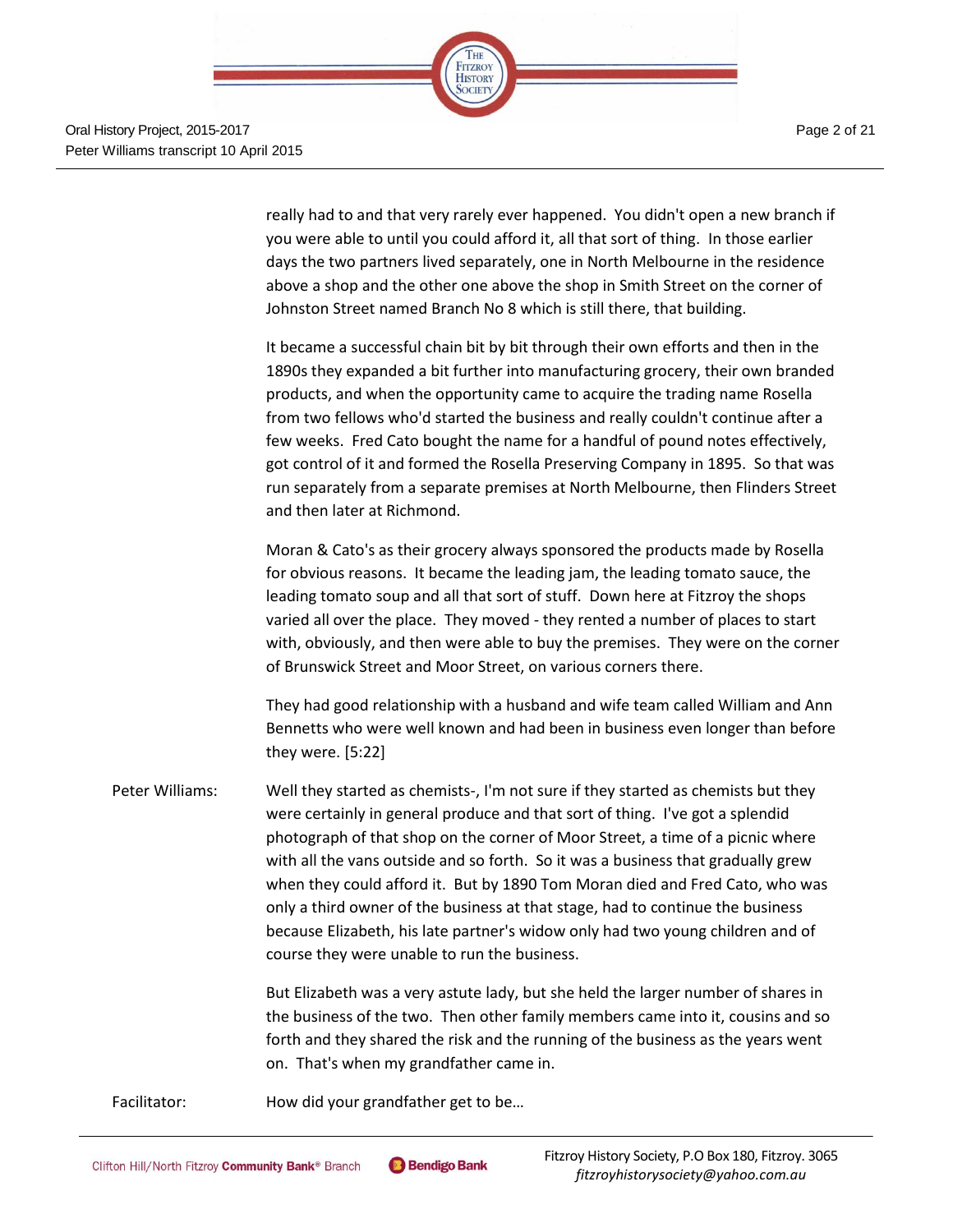really had to and that very rarely ever happened. You didn't open a new branch if you were able to until you could afford it, all that sort of thing. In those earlier days the two partners lived separately, one in North Melbourne in the residence above a shop and the other one above the shop in Smith Street on the corner of Johnston Street named Branch No 8 which is still there, that building.

It became a successful chain bit by bit through their own efforts and then in the 1890s they expanded a bit further into manufacturing grocery, their own branded products, and when the opportunity came to acquire the trading name Rosella from two fellows who'd started the business and really couldn't continue after a few weeks. Fred Cato bought the name for a handful of pound notes effectively, got control of it and formed the Rosella Preserving Company in 1895. So that was run separately from a separate premises at North Melbourne, then Flinders Street and then later at Richmond.

Moran & Cato's as their grocery always sponsored the products made by Rosella for obvious reasons. It became the leading jam, the leading tomato sauce, the leading tomato soup and all that sort of stuff. Down here at Fitzroy the shops varied all over the place. They moved - they rented a number of places to start with, obviously, and then were able to buy the premises. They were on the corner of Brunswick Street and Moor Street, on various corners there.

They had good relationship with a husband and wife team called William and Ann Bennetts who were well known and had been in business even longer than before they were. [5:22]

**Peter Williams:** Well they started as chemists-, I'm not sure if they started as chemists but they were certainly in general produce and that sort of thing. I've got a splendid photograph of that shop on the corner of Moor Street, a time of a picnic where with all the vans outside and so forth. So it was a business that gradually grew when they could afford it. But by 1890 Tom Moran died and Fred Cato, who was only a third owner of the business at that stage, had to continue the business because Elizabeth, his late partner's widow only had two young children and of course they were unable to run the business.

But Elizabeth was a very astute lady, but she held the larger number of shares in the business of the two. Then other family members came into it, cousins and so forth and they shared the risk and the running of the business as the years went on. That's when my grandfather came in.

**Facilitator:** How did your grandfather get to be…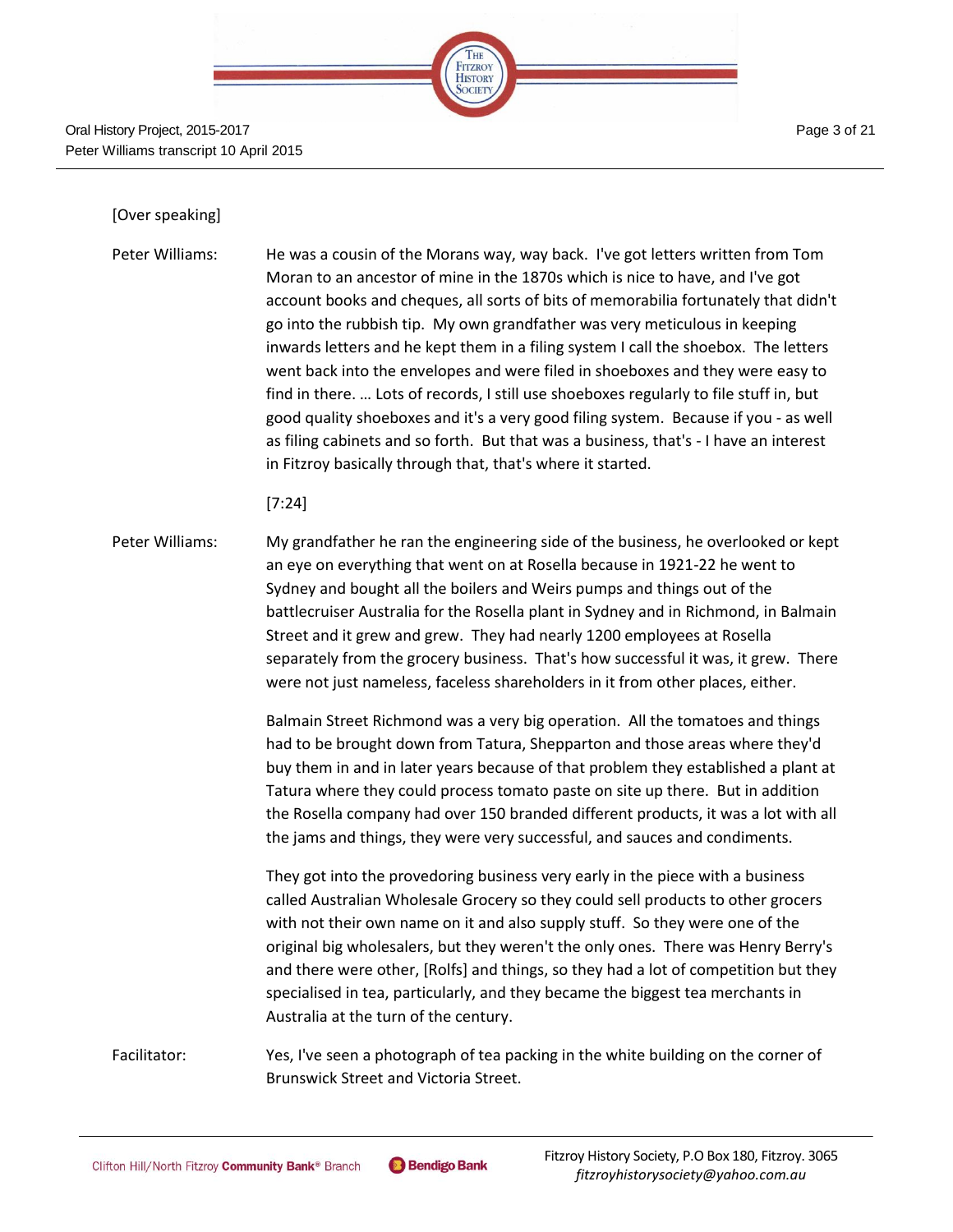[Over speaking]

Peter Williams: He was a cousin of the Morans way, way back. I've got letters written from Tom Moran to an ancestor of mine in the 1870s which is nice to have, and I've got account books and cheques, all sorts of bits of memorabilia fortunately that didn't go into the rubbish tip. My own grandfather was very meticulous in keeping inwards letters and he kept them in a filing system I call the shoebox. The letters went back into the envelopes and were filed in shoeboxes and they were easy to find in there. … Lots of records, I still use shoeboxes regularly to file stuff in, but good quality shoeboxes and it's a very good filing system. Because if you - as well as filing cabinets and so forth. But that was a business, that's - I have an interest in Fitzroy basically through that, that's where it started.

[7:24]

Peter Williams: My grandfather he ran the engineering side of the business, he overlooked or kept an eye on everything that went on at Rosella because in 1921-22 he went to Sydney and bought all the boilers and Weirs pumps and things out of the battlecruiser Australia for the Rosella plant in Sydney and in Richmond, in Balmain Street and it grew and grew. They had nearly 1200 employees at Rosella separately from the grocery business. That's how successful it was, it grew. There were not just nameless, faceless shareholders in it from other places, either.

Balmain Street Richmond was a very big operation. All the tomatoes and things had to be brought down from Tatura, Shepparton and those areas where they'd buy them in and in later years because of that problem they established a plant at Tatura where they could process tomato paste on site up there. But in addition the Rosella company had over 150 branded different products, it was a lot with all the jams and things, they were very successful, and sauces and condiments.

They got into the provedoring business very early in the piece with a business called Australian Wholesale Grocery so they could sell products to other grocers with not their own name on it and also supply stuff. So they were one of the original big wholesalers, but they weren't the only ones. There was Henry Berry's and there were other, [Rolfs] and things, so they had a lot of competition but they specialised in tea, particularly, and they became the biggest tea merchants in Australia at the turn of the century.

Facilitator: Yes, I've seen a photograph of tea packing in the white building on the corner of Brunswick Street and Victoria Street.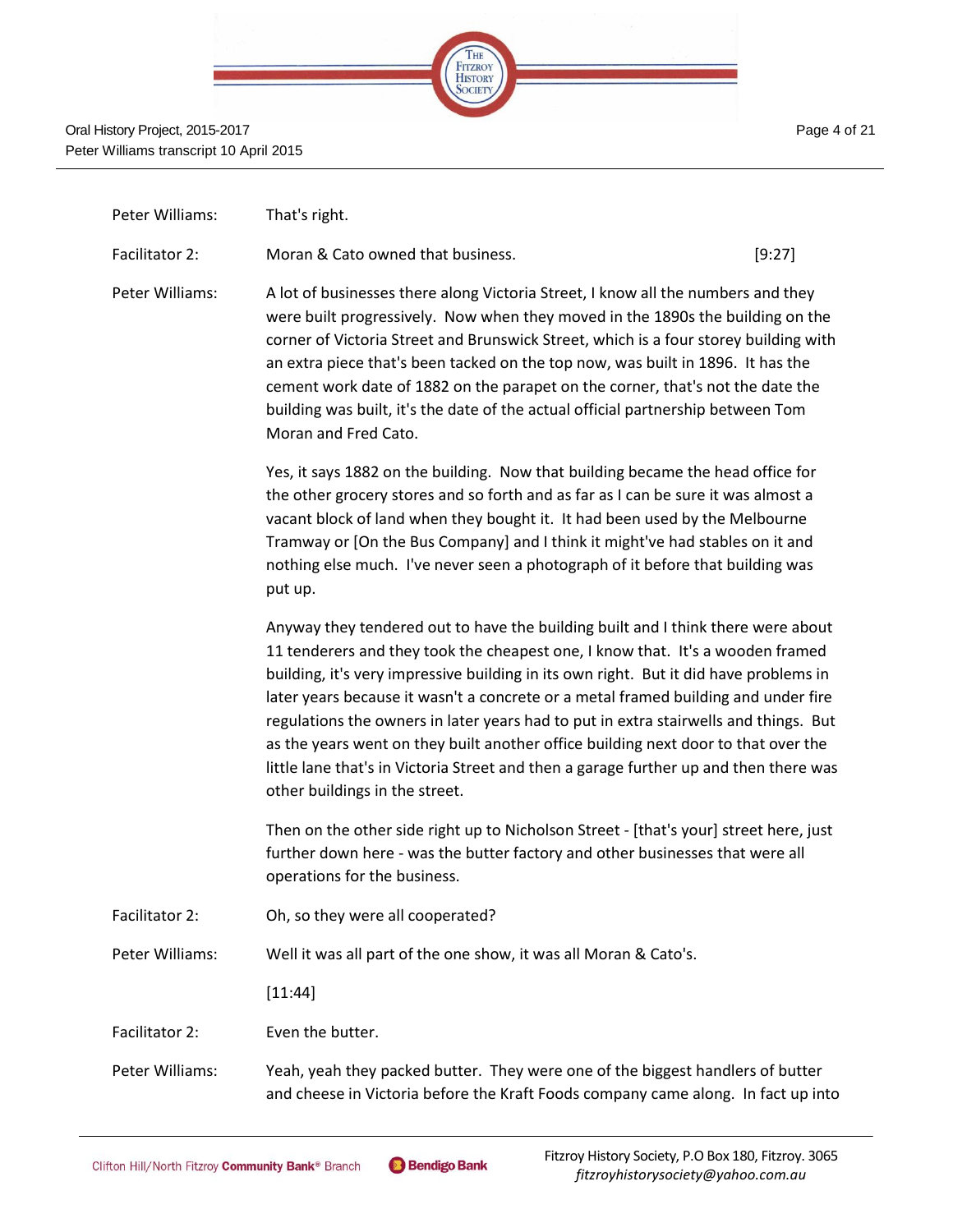| | |
|---|---|
| Peter Williams: | That's right. |
| Facilitator 2: | Moran & Cato owned that business. [9:27] |
| Peter Williams: | A lot of businesses there along Victoria Street, I know all the numbers and they were built progressively. Now when they moved in the 1890s the building on the corner of Victoria Street and Brunswick Street, which is a four storey building with an extra piece that's been tacked on the top now, was built in 1896. It has the cement work date of 1882 on the parapet on the corner, that's not the date the building was built, it's the date of the actual official partnership between Tom Moran and Fred Cato. |
| | Yes, it says 1882 on the building. Now that building became the head office for the other grocery stores and so forth and as far as I can be sure it was almost a vacant block of land when they bought it. It had been used by the Melbourne Tramway or [On the Bus Company] and I think it might've had stables on it and nothing else much. I've never seen a photograph of it before that building was put up. |
| | Anyway they tendered out to have the building built and I think there were about 11 tenderers and they took the cheapest one, I know that. It's a wooden framed building, it's very impressive building in its own right. But it did have problems in later years because it wasn't a concrete or a metal framed building and under fire regulations the owners in later years had to put in extra stairwells and things. But as the years went on they built another office building next door to that over the little lane that's in Victoria Street and then a garage further up and then there was other buildings in the street. |
| | Then on the other side right up to Nicholson Street - [that's your] street here, just further down here - was the butter factory and other businesses that were all operations for the business. |
| Facilitator 2: | Oh, so they were all cooperated? |
| Peter Williams: | Well it was all part of the one show, it was all Moran & Cato's. |
| | [11:44] |
| Facilitator 2: | Even the butter. |
| Peter Williams: | Yeah, yeah they packed butter. They were one of the biggest handlers of butter and cheese in Victoria before the Kraft Foods company came along. In fact up into |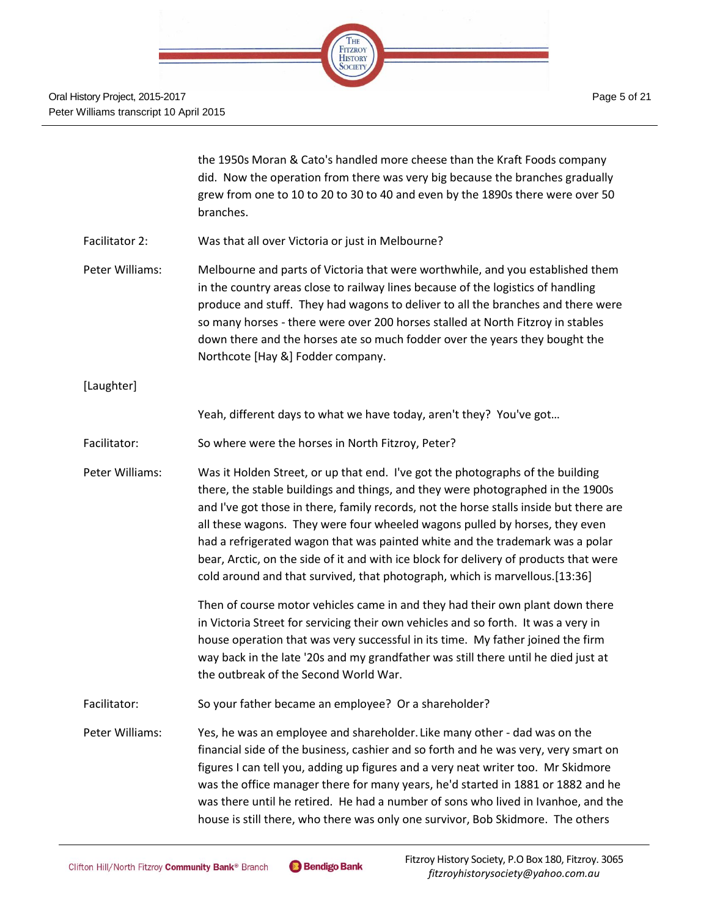the 1950s Moran & Cato's handled more cheese than the Kraft Foods company did. Now the operation from there was very big because the branches gradually grew from one to 10 to 20 to 30 to 40 and even by the 1890s there were over 50 branches.

Facilitator 2: Was that all over Victoria or just in Melbourne?

Peter Williams: Melbourne and parts of Victoria that were worthwhile, and you established them in the country areas close to railway lines because of the logistics of handling produce and stuff. They had wagons to deliver to all the branches and there were so many horses - there were over 200 horses stalled at North Fitzroy in stables down there and the horses ate so much fodder over the years they bought the Northcote [Hay &] Fodder company.

[Laughter]

Yeah, different days to what we have today, aren't they? You've got…

Facilitator: So where were the horses in North Fitzroy, Peter?

Peter Williams: Was it Holden Street, or up that end. I've got the photographs of the building there, the stable buildings and things, and they were photographed in the 1900s and I've got those in there, family records, not the horse stalls inside but there are all these wagons. They were four wheeled wagons pulled by horses, they even had a refrigerated wagon that was painted white and the trademark was a polar bear, Arctic, on the side of it and with ice block for delivery of products that were cold around and that survived, that photograph, which is marvellous.[13:36]

Then of course motor vehicles came in and they had their own plant down there in Victoria Street for servicing their own vehicles and so forth. It was a very in house operation that was very successful in its time. My father joined the firm way back in the late '20s and my grandfather was still there until he died just at the outbreak of the Second World War.

Facilitator: So your father became an employee? Or a shareholder?

Peter Williams: Yes, he was an employee and shareholder. Like many other - dad was on the financial side of the business, cashier and so forth and he was very, very smart on figures I can tell you, adding up figures and a very neat writer too. Mr Skidmore was the office manager there for many years, he'd started in 1881 or 1882 and he was there until he retired. He had a number of sons who lived in Ivanhoe, and the house is still there, who there was only one survivor, Bob Skidmore. The others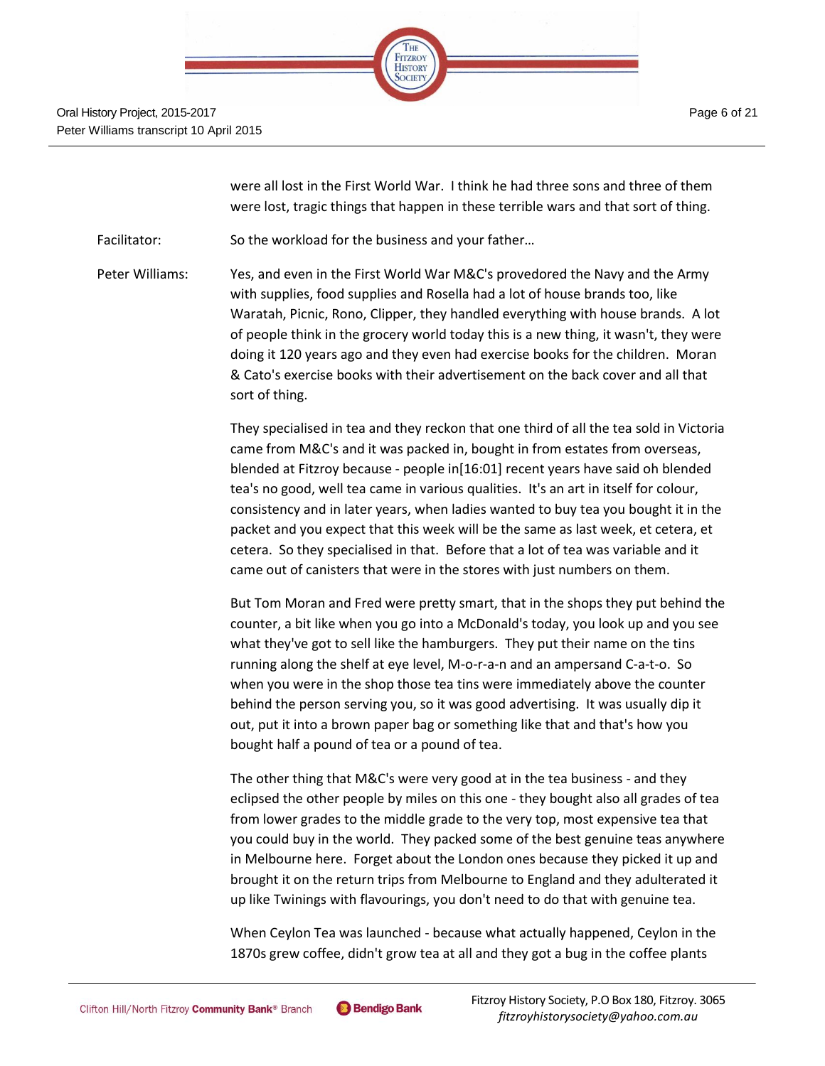were all lost in the First World War. I think he had three sons and three of them were lost, tragic things that happen in these terrible wars and that sort of thing.

Facilitator: So the workload for the business and your father…

Peter Williams: Yes, and even in the First World War M&C's provedored the Navy and the Army with supplies, food supplies and Rosella had a lot of house brands too, like Waratah, Picnic, Rono, Clipper, they handled everything with house brands. A lot of people think in the grocery world today this is a new thing, it wasn't, they were doing it 120 years ago and they even had exercise books for the children. Moran & Cato's exercise books with their advertisement on the back cover and all that sort of thing.

They specialised in tea and they reckon that one third of all the tea sold in Victoria came from M&C's and it was packed in, bought in from estates from overseas, blended at Fitzroy because - people in[16:01] recent years have said oh blended tea's no good, well tea came in various qualities. It's an art in itself for colour, consistency and in later years, when ladies wanted to buy tea you bought it in the packet and you expect that this week will be the same as last week, et cetera, et cetera. So they specialised in that. Before that a lot of tea was variable and it came out of canisters that were in the stores with just numbers on them.

But Tom Moran and Fred were pretty smart, that in the shops they put behind the counter, a bit like when you go into a McDonald's today, you look up and you see what they've got to sell like the hamburgers. They put their name on the tins running along the shelf at eye level, M-o-r-a-n and an ampersand C-a-t-o. So when you were in the shop those tea tins were immediately above the counter behind the person serving you, so it was good advertising. It was usually dip it out, put it into a brown paper bag or something like that and that's how you bought half a pound of tea or a pound of tea.

The other thing that M&C's were very good at in the tea business - and they eclipsed the other people by miles on this one - they bought also all grades of tea from lower grades to the middle grade to the very top, most expensive tea that you could buy in the world. They packed some of the best genuine teas anywhere in Melbourne here. Forget about the London ones because they picked it up and brought it on the return trips from Melbourne to England and they adulterated it up like Twinings with flavourings, you don't need to do that with genuine tea.

When Ceylon Tea was launched - because what actually happened, Ceylon in the 1870s grew coffee, didn't grow tea at all and they got a bug in the coffee plants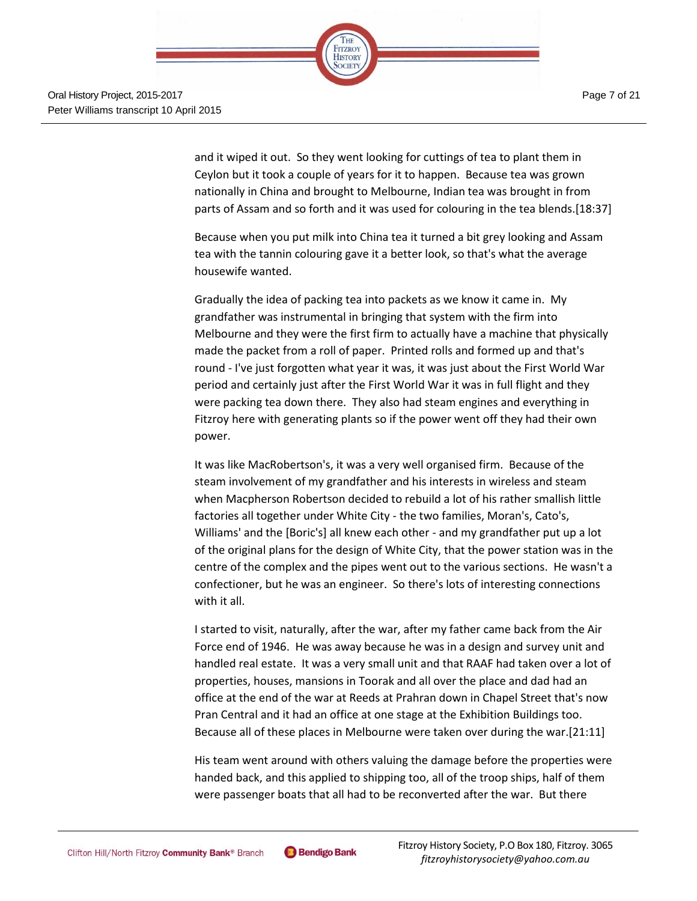and it wiped it out. So they went looking for cuttings of tea to plant them in Ceylon but it took a couple of years for it to happen. Because tea was grown nationally in China and brought to Melbourne, Indian tea was brought in from parts of Assam and so forth and it was used for colouring in the tea blends.[18:37]

Because when you put milk into China tea it turned a bit grey looking and Assam tea with the tannin colouring gave it a better look, so that's what the average housewife wanted.

Gradually the idea of packing tea into packets as we know it came in. My grandfather was instrumental in bringing that system with the firm into Melbourne and they were the first firm to actually have a machine that physically made the packet from a roll of paper. Printed rolls and formed up and that's round - I've just forgotten what year it was, it was just about the First World War period and certainly just after the First World War it was in full flight and they were packing tea down there. They also had steam engines and everything in Fitzroy here with generating plants so if the power went off they had their own power.

It was like MacRobertson's, it was a very well organised firm. Because of the steam involvement of my grandfather and his interests in wireless and steam when Macpherson Robertson decided to rebuild a lot of his rather smallish little factories all together under White City - the two families, Moran's, Cato's, Williams' and the [Boric's] all knew each other - and my grandfather put up a lot of the original plans for the design of White City, that the power station was in the centre of the complex and the pipes went out to the various sections. He wasn't a confectioner, but he was an engineer. So there's lots of interesting connections with it all.

I started to visit, naturally, after the war, after my father came back from the Air Force end of 1946. He was away because he was in a design and survey unit and handled real estate. It was a very small unit and that RAAF had taken over a lot of properties, houses, mansions in Toorak and all over the place and dad had an office at the end of the war at Reeds at Prahran down in Chapel Street that's now Pran Central and it had an office at one stage at the Exhibition Buildings too. Because all of these places in Melbourne were taken over during the war.[21:11]

His team went around with others valuing the damage before the properties were handed back, and this applied to shipping too, all of the troop ships, half of them were passenger boats that all had to be reconverted after the war. But there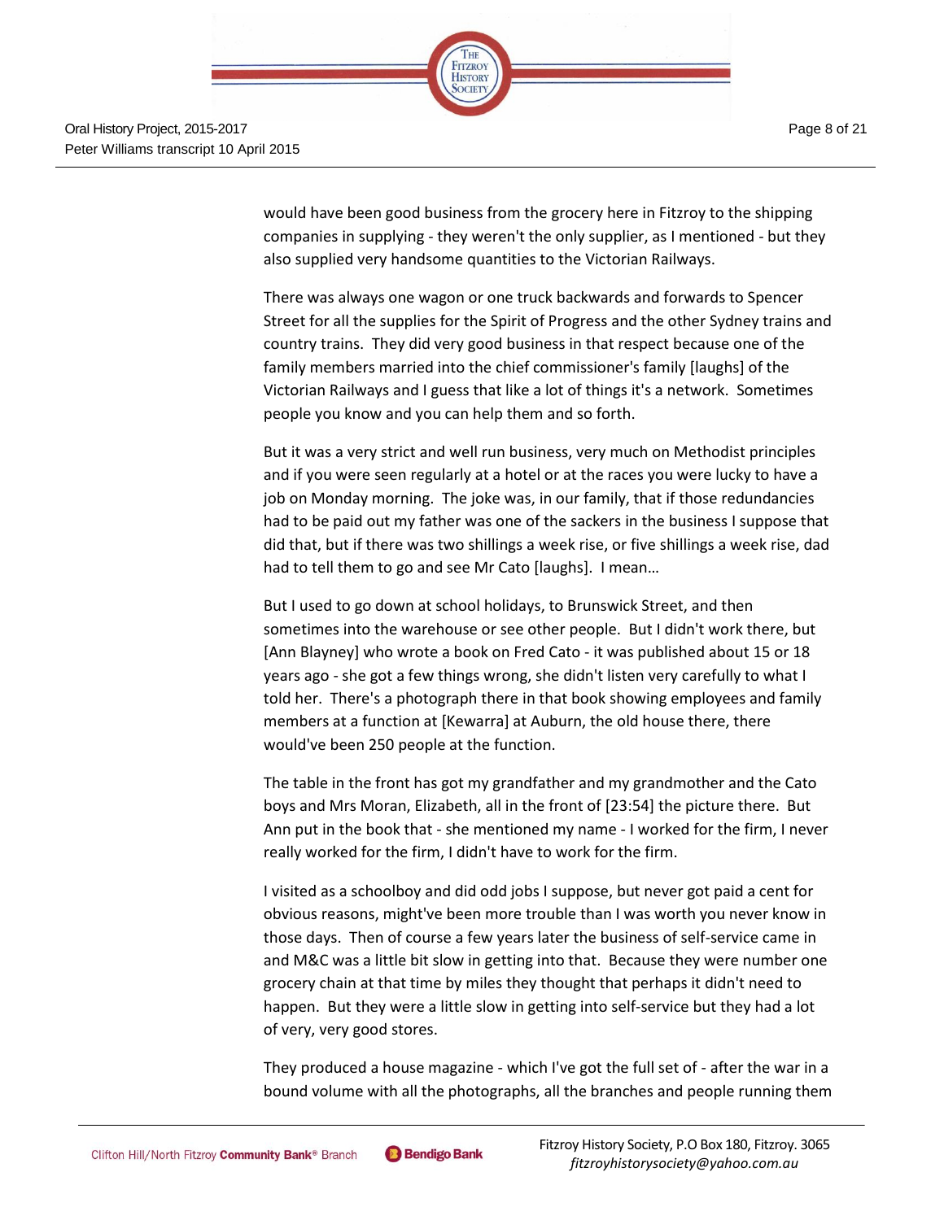would have been good business from the grocery here in Fitzroy to the shipping companies in supplying - they weren't the only supplier, as I mentioned - but they also supplied very handsome quantities to the Victorian Railways.

There was always one wagon or one truck backwards and forwards to Spencer Street for all the supplies for the Spirit of Progress and the other Sydney trains and country trains. They did very good business in that respect because one of the family members married into the chief commissioner's family [laughs] of the Victorian Railways and I guess that like a lot of things it's a network. Sometimes people you know and you can help them and so forth.

But it was a very strict and well run business, very much on Methodist principles and if you were seen regularly at a hotel or at the races you were lucky to have a job on Monday morning. The joke was, in our family, that if those redundancies had to be paid out my father was one of the sackers in the business I suppose that did that, but if there was two shillings a week rise, or five shillings a week rise, dad had to tell them to go and see Mr Cato [laughs]. I mean…

But I used to go down at school holidays, to Brunswick Street, and then sometimes into the warehouse or see other people. But I didn't work there, but [Ann Blayney] who wrote a book on Fred Cato - it was published about 15 or 18 years ago - she got a few things wrong, she didn't listen very carefully to what I told her. There's a photograph there in that book showing employees and family members at a function at [Kewarra] at Auburn, the old house there, there would've been 250 people at the function.

The table in the front has got my grandfather and my grandmother and the Cato boys and Mrs Moran, Elizabeth, all in the front of [23:54] the picture there. But Ann put in the book that - she mentioned my name - I worked for the firm, I never really worked for the firm, I didn't have to work for the firm.

I visited as a schoolboy and did odd jobs I suppose, but never got paid a cent for obvious reasons, might've been more trouble than I was worth you never know in those days. Then of course a few years later the business of self-service came in and M&C was a little bit slow in getting into that. Because they were number one grocery chain at that time by miles they thought that perhaps it didn't need to happen. But they were a little slow in getting into self-service but they had a lot of very, very good stores.

They produced a house magazine - which I've got the full set of - after the war in a bound volume with all the photographs, all the branches and people running them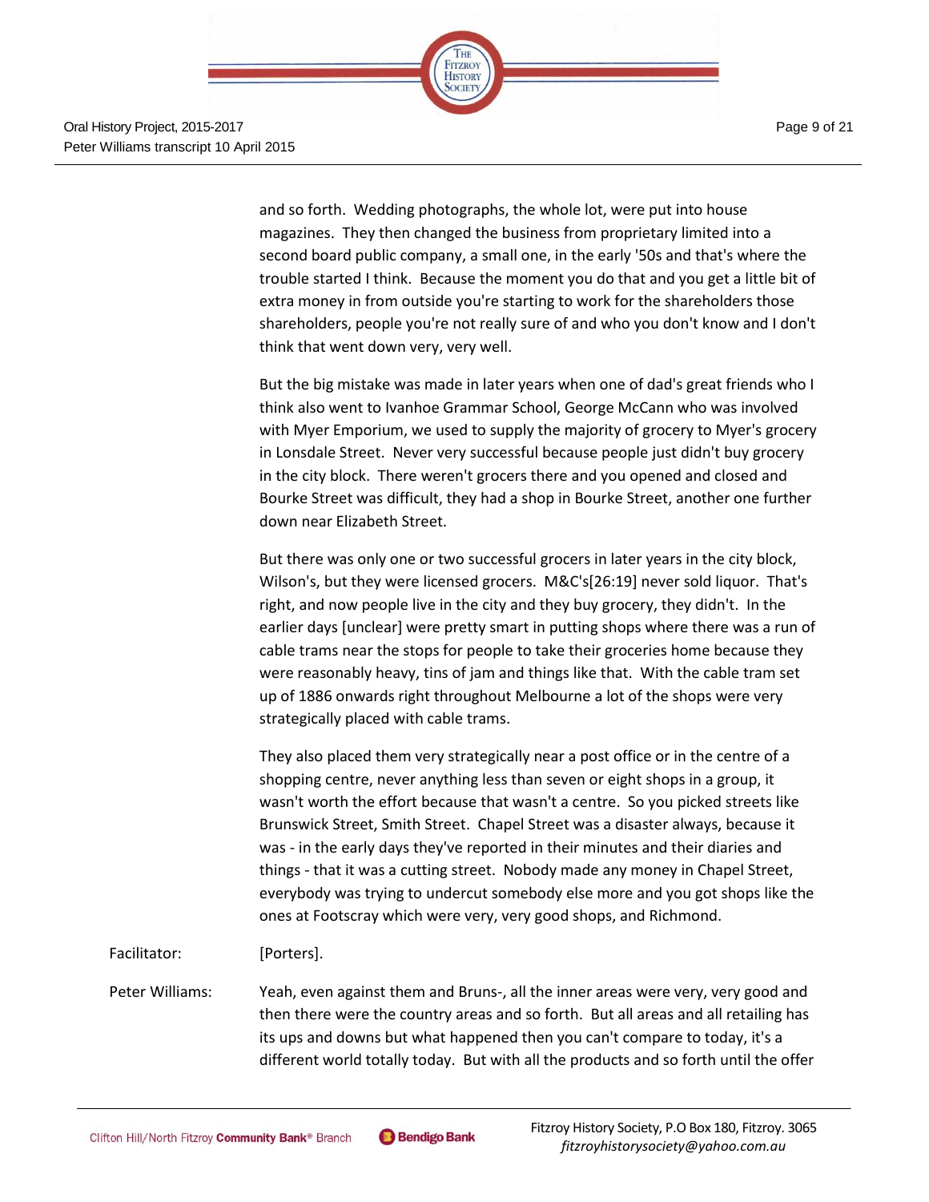and so forth. Wedding photographs, the whole lot, were put into house magazines. They then changed the business from proprietary limited into a second board public company, a small one, in the early '50s and that's where the trouble started I think. Because the moment you do that and you get a little bit of extra money in from outside you're starting to work for the shareholders those shareholders, people you're not really sure of and who you don't know and I don't think that went down very, very well.

But the big mistake was made in later years when one of dad's great friends who I think also went to Ivanhoe Grammar School, George McCann who was involved with Myer Emporium, we used to supply the majority of grocery to Myer's grocery in Lonsdale Street. Never very successful because people just didn't buy grocery in the city block. There weren't grocers there and you opened and closed and Bourke Street was difficult, they had a shop in Bourke Street, another one further down near Elizabeth Street.

But there was only one or two successful grocers in later years in the city block, Wilson's, but they were licensed grocers. M&C's[26:19] never sold liquor. That's right, and now people live in the city and they buy grocery, they didn't. In the earlier days [unclear] were pretty smart in putting shops where there was a run of cable trams near the stops for people to take their groceries home because they were reasonably heavy, tins of jam and things like that. With the cable tram set up of 1886 onwards right throughout Melbourne a lot of the shops were very strategically placed with cable trams.

They also placed them very strategically near a post office or in the centre of a shopping centre, never anything less than seven or eight shops in a group, it wasn't worth the effort because that wasn't a centre. So you picked streets like Brunswick Street, Smith Street. Chapel Street was a disaster always, because it was - in the early days they've reported in their minutes and their diaries and things - that it was a cutting street. Nobody made any money in Chapel Street, everybody was trying to undercut somebody else more and you got shops like the ones at Footscray which were very, very good shops, and Richmond.

Facilitator: [Porters].

Peter Williams: Yeah, even against them and Bruns-, all the inner areas were very, very good and then there were the country areas and so forth. But all areas and all retailing has its ups and downs but what happened then you can't compare to today, it's a different world totally today. But with all the products and so forth until the offer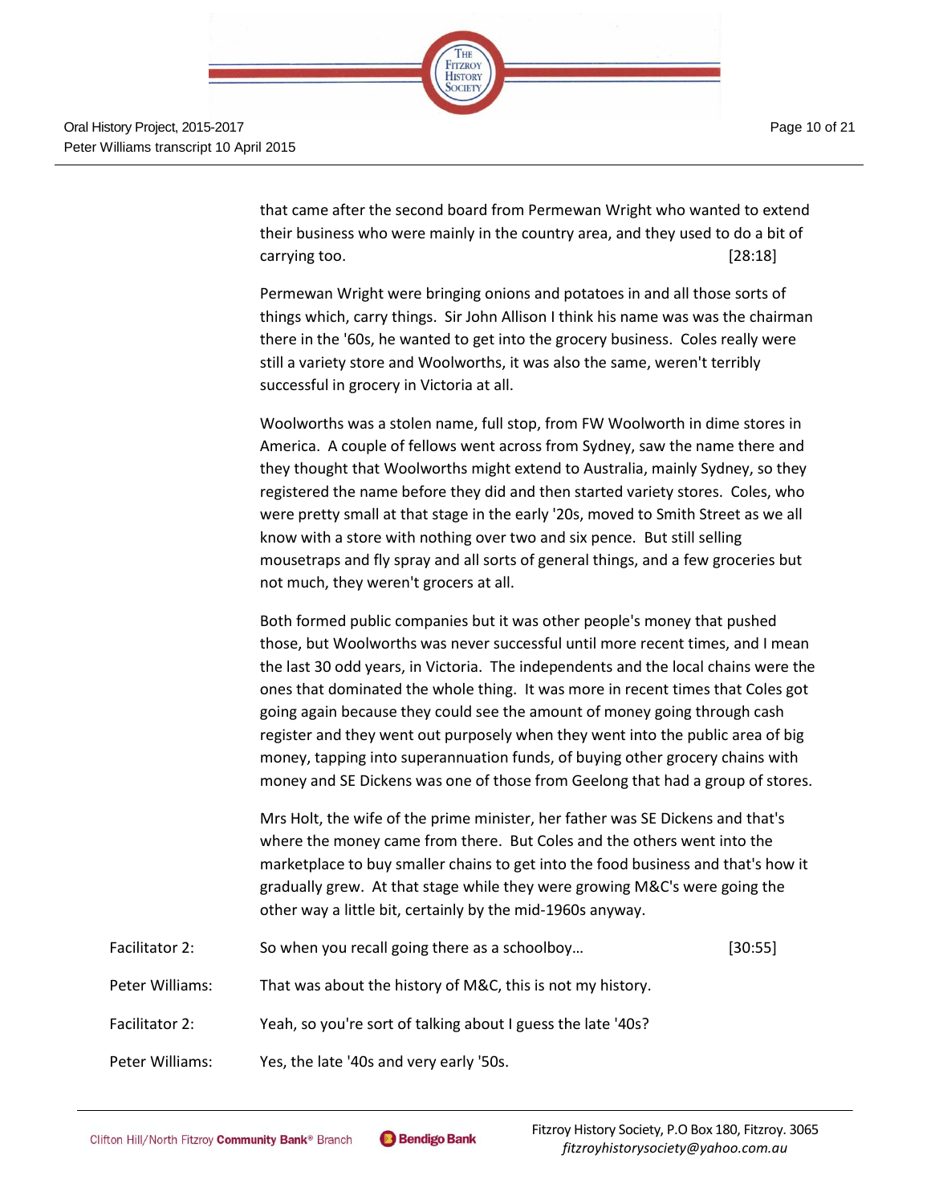that came after the second board from Permewan Wright who wanted to extend their business who were mainly in the country area, and they used to do a bit of carrying too. [28:18]

Permewan Wright were bringing onions and potatoes in and all those sorts of things which, carry things. Sir John Allison I think his name was was the chairman there in the '60s, he wanted to get into the grocery business. Coles really were still a variety store and Woolworths, it was also the same, weren't terribly successful in grocery in Victoria at all.

Woolworths was a stolen name, full stop, from FW Woolworth in dime stores in America. A couple of fellows went across from Sydney, saw the name there and they thought that Woolworths might extend to Australia, mainly Sydney, so they registered the name before they did and then started variety stores. Coles, who were pretty small at that stage in the early '20s, moved to Smith Street as we all know with a store with nothing over two and six pence. But still selling mousetraps and fly spray and all sorts of general things, and a few groceries but not much, they weren't grocers at all.

Both formed public companies but it was other people's money that pushed those, but Woolworths was never successful until more recent times, and I mean the last 30 odd years, in Victoria. The independents and the local chains were the ones that dominated the whole thing. It was more in recent times that Coles got going again because they could see the amount of money going through cash register and they went out purposely when they went into the public area of big money, tapping into superannuation funds, of buying other grocery chains with money and SE Dickens was one of those from Geelong that had a group of stores.

Mrs Holt, the wife of the prime minister, her father was SE Dickens and that's where the money came from there. But Coles and the others went into the marketplace to buy smaller chains to get into the food business and that's how it gradually grew. At that stage while they were growing M&C's were going the other way a little bit, certainly by the mid-1960s anyway.

Facilitator 2: So when you recall going there as a schoolboy… [30:55]

Peter Williams: That was about the history of M&C, this is not my history.

Facilitator 2: Yeah, so you're sort of talking about I guess the late '40s?

Peter Williams: Yes, the late '40s and very early '50s.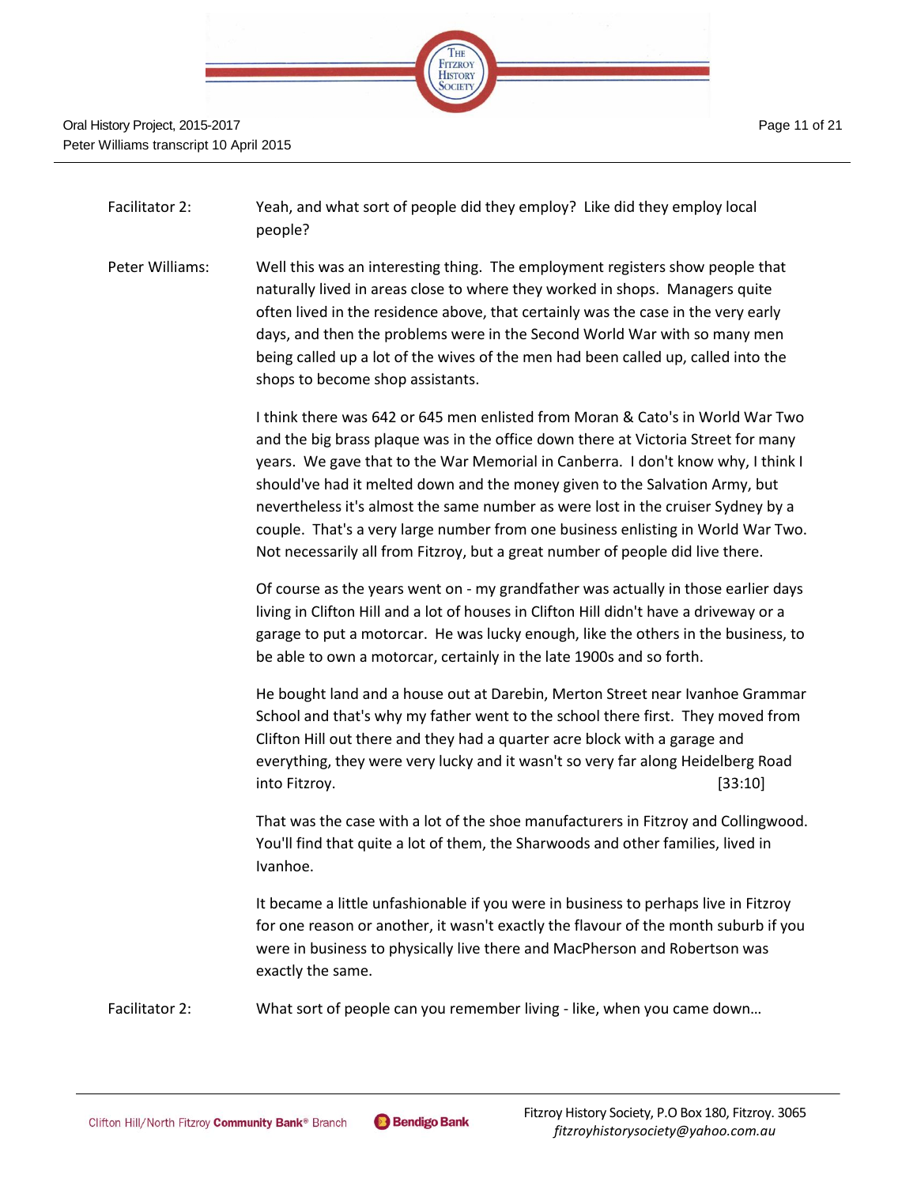Facilitator 2: Yeah, and what sort of people did they employ? Like did they employ local people?

Peter Williams: Well this was an interesting thing. The employment registers show people that naturally lived in areas close to where they worked in shops. Managers quite often lived in the residence above, that certainly was the case in the very early days, and then the problems were in the Second World War with so many men being called up a lot of the wives of the men had been called up, called into the shops to become shop assistants.

I think there was 642 or 645 men enlisted from Moran & Cato's in World War Two and the big brass plaque was in the office down there at Victoria Street for many years. We gave that to the War Memorial in Canberra. I don't know why, I think I should've had it melted down and the money given to the Salvation Army, but nevertheless it's almost the same number as were lost in the cruiser Sydney by a couple. That's a very large number from one business enlisting in World War Two. Not necessarily all from Fitzroy, but a great number of people did live there.

Of course as the years went on - my grandfather was actually in those earlier days living in Clifton Hill and a lot of houses in Clifton Hill didn't have a driveway or a garage to put a motorcar. He was lucky enough, like the others in the business, to be able to own a motorcar, certainly in the late 1900s and so forth.

He bought land and a house out at Darebin, Merton Street near Ivanhoe Grammar School and that's why my father went to the school there first. They moved from Clifton Hill out there and they had a quarter acre block with a garage and everything, they were very lucky and it wasn't so very far along Heidelberg Road into Fitzroy. [33:10]

That was the case with a lot of the shoe manufacturers in Fitzroy and Collingwood. You'll find that quite a lot of them, the Sharwoods and other families, lived in Ivanhoe.

It became a little unfashionable if you were in business to perhaps live in Fitzroy for one reason or another, it wasn't exactly the flavour of the month suburb if you were in business to physically live there and MacPherson and Robertson was exactly the same.

Facilitator 2: What sort of people can you remember living - like, when you came down…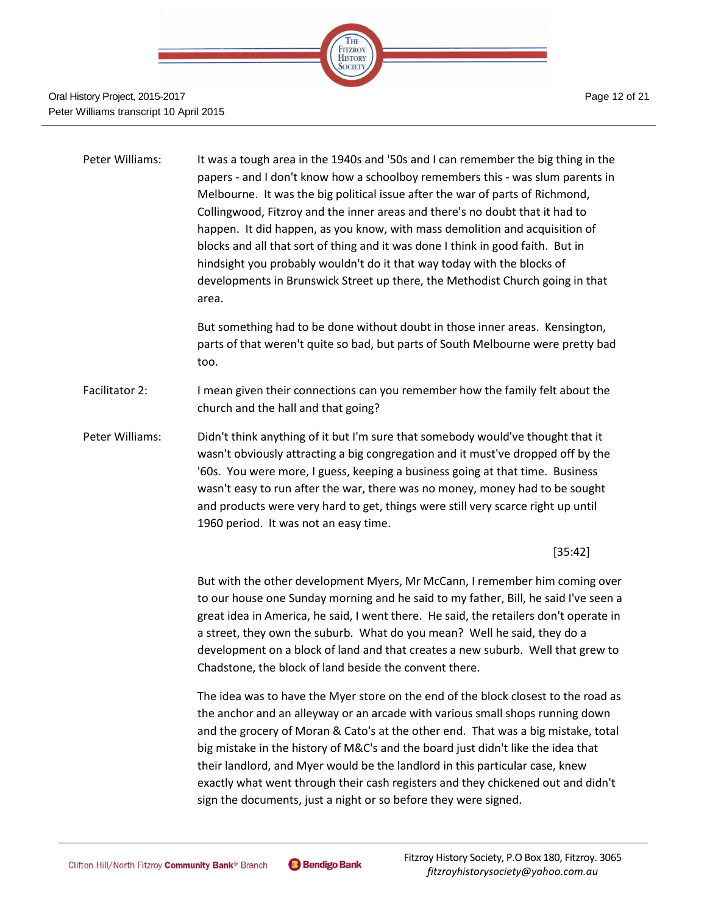Peter Williams: It was a tough area in the 1940s and '50s and I can remember the big thing in the papers - and I don't know how a schoolboy remembers this - was slum parents in Melbourne. It was the big political issue after the war of parts of Richmond, Collingwood, Fitzroy and the inner areas and there's no doubt that it had to happen. It did happen, as you know, with mass demolition and acquisition of blocks and all that sort of thing and it was done I think in good faith. But in hindsight you probably wouldn't do it that way today with the blocks of developments in Brunswick Street up there, the Methodist Church going in that area.

But something had to be done without doubt in those inner areas. Kensington, parts of that weren't quite so bad, but parts of South Melbourne were pretty bad too.

Facilitator 2: I mean given their connections can you remember how the family felt about the church and the hall and that going?

Peter Williams: Didn't think anything of it but I'm sure that somebody would've thought that it wasn't obviously attracting a big congregation and it must've dropped off by the '60s. You were more, I guess, keeping a business going at that time. Business wasn't easy to run after the war, there was no money, money had to be sought and products were very hard to get, things were still very scarce right up until 1960 period. It was not an easy time.

[35:42]

But with the other development Myers, Mr McCann, I remember him coming over to our house one Sunday morning and he said to my father, Bill, he said I've seen a great idea in America, he said, I went there. He said, the retailers don't operate in a street, they own the suburb. What do you mean? Well he said, they do a development on a block of land and that creates a new suburb. Well that grew to Chadstone, the block of land beside the convent there.

The idea was to have the Myer store on the end of the block closest to the road as the anchor and an alleyway or an arcade with various small shops running down and the grocery of Moran & Cato's at the other end. That was a big mistake, total big mistake in the history of M&C's and the board just didn't like the idea that their landlord, and Myer would be the landlord in this particular case, knew exactly what went through their cash registers and they chickened out and didn't sign the documents, just a night or so before they were signed.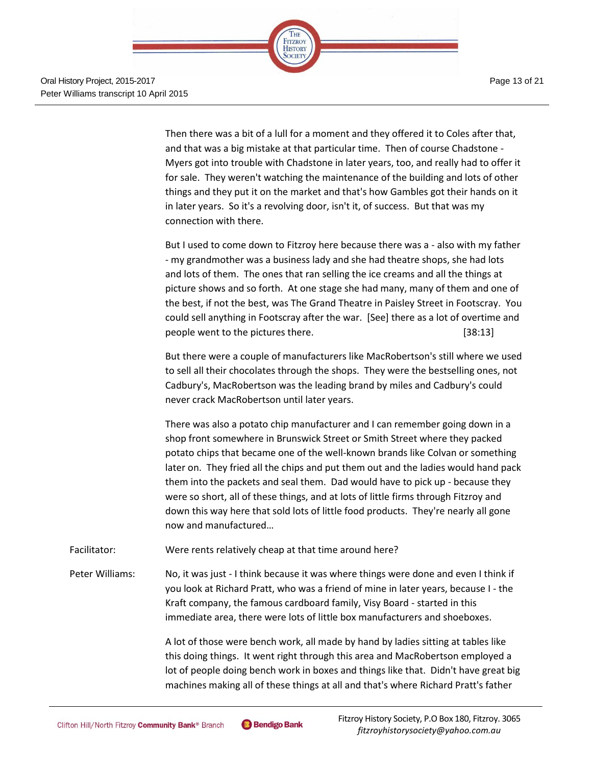Then there was a bit of a lull for a moment and they offered it to Coles after that, and that was a big mistake at that particular time. Then of course Chadstone - Myers got into trouble with Chadstone in later years, too, and really had to offer it for sale. They weren't watching the maintenance of the building and lots of other things and they put it on the market and that's how Gambles got their hands on it in later years. So it's a revolving door, isn't it, of success. But that was my connection with there.

But I used to come down to Fitzroy here because there was a - also with my father - my grandmother was a business lady and she had theatre shops, she had lots and lots of them. The ones that ran selling the ice creams and all the things at picture shows and so forth. At one stage she had many, many of them and one of the best, if not the best, was The Grand Theatre in Paisley Street in Footscray. You could sell anything in Footscray after the war. [See] there as a lot of overtime and people went to the pictures there. [38:13]

But there were a couple of manufacturers like MacRobertson's still where we used to sell all their chocolates through the shops. They were the bestselling ones, not Cadbury's, MacRobertson was the leading brand by miles and Cadbury's could never crack MacRobertson until later years.

There was also a potato chip manufacturer and I can remember going down in a shop front somewhere in Brunswick Street or Smith Street where they packed potato chips that became one of the well-known brands like Colvan or something later on. They fried all the chips and put them out and the ladies would hand pack them into the packets and seal them. Dad would have to pick up - because they were so short, all of these things, and at lots of little firms through Fitzroy and down this way here that sold lots of little food products. They're nearly all gone now and manufactured…

**Facilitator:** Were rents relatively cheap at that time around here?

**Peter Williams:** No, it was just - I think because it was where things were done and even I think if you look at Richard Pratt, who was a friend of mine in later years, because I - the Kraft company, the famous cardboard family, Visy Board - started in this immediate area, there were lots of little box manufacturers and shoeboxes.

A lot of those were bench work, all made by hand by ladies sitting at tables like this doing things. It went right through this area and MacRobertson employed a lot of people doing bench work in boxes and things like that. Didn't have great big machines making all of these things at all and that's where Richard Pratt's father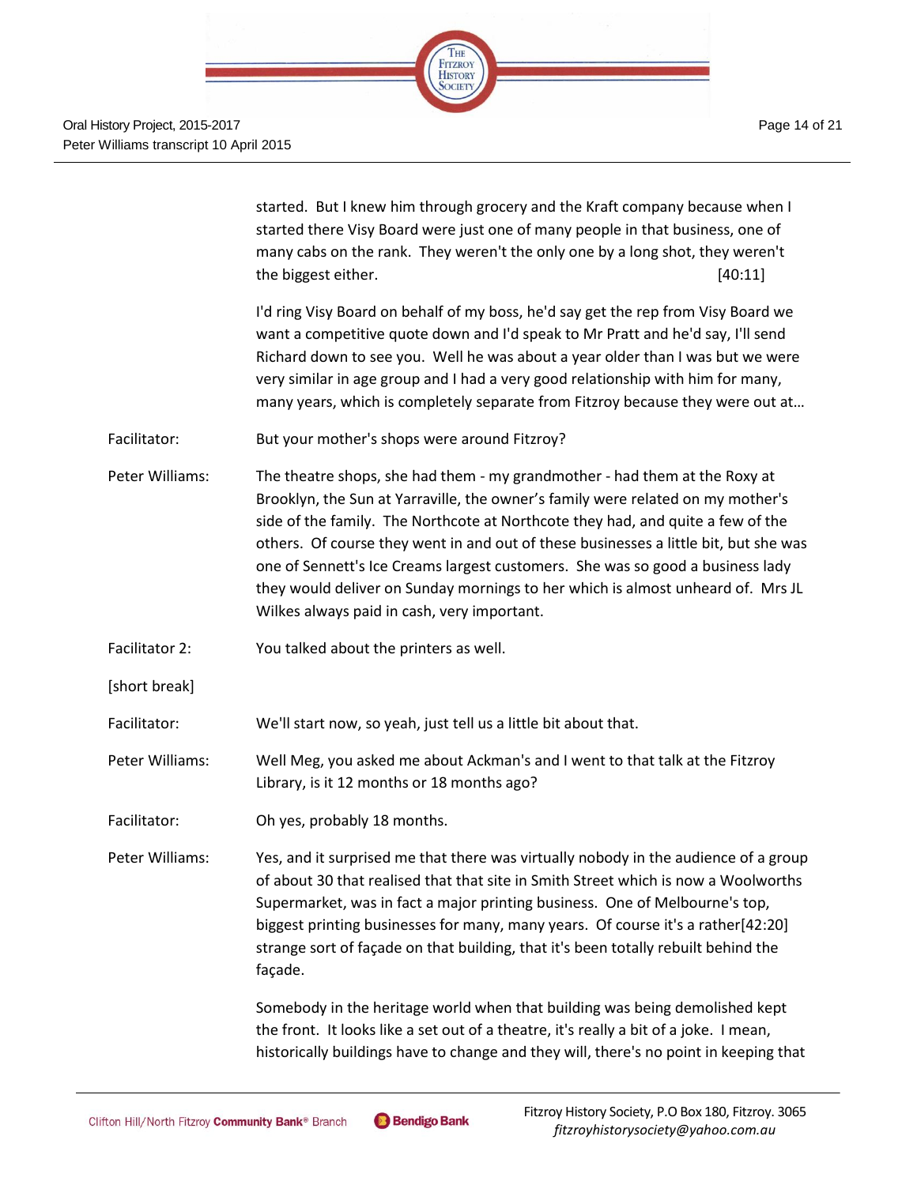started. But I knew him through grocery and the Kraft company because when I started there Visy Board were just one of many people in that business, one of many cabs on the rank. They weren't the only one by a long shot, they weren't the biggest either. [40:11]

I'd ring Visy Board on behalf of my boss, he'd say get the rep from Visy Board we want a competitive quote down and I'd speak to Mr Pratt and he'd say, I'll send Richard down to see you. Well he was about a year older than I was but we were very similar in age group and I had a very good relationship with him for many, many years, which is completely separate from Fitzroy because they were out at…

Facilitator: But your mother's shops were around Fitzroy?

Peter Williams: The theatre shops, she had them - my grandmother - had them at the Roxy at Brooklyn, the Sun at Yarraville, the owner's family were related on my mother's side of the family. The Northcote at Northcote they had, and quite a few of the others. Of course they went in and out of these businesses a little bit, but she was one of Sennett's Ice Creams largest customers. She was so good a business lady they would deliver on Sunday mornings to her which is almost unheard of. Mrs JL Wilkes always paid in cash, very important.

Facilitator 2: You talked about the printers as well.

[short break]

Facilitator: We'll start now, so yeah, just tell us a little bit about that.

Peter Williams: Well Meg, you asked me about Ackman's and I went to that talk at the Fitzroy Library, is it 12 months or 18 months ago?

Facilitator: Oh yes, probably 18 months.

Peter Williams: Yes, and it surprised me that there was virtually nobody in the audience of a group of about 30 that realised that that site in Smith Street which is now a Woolworths Supermarket, was in fact a major printing business. One of Melbourne's top, biggest printing businesses for many, many years. Of course it's a rather[42:20] strange sort of façade on that building, that it's been totally rebuilt behind the façade.

Somebody in the heritage world when that building was being demolished kept the front. It looks like a set out of a theatre, it's really a bit of a joke. I mean, historically buildings have to change and they will, there's no point in keeping that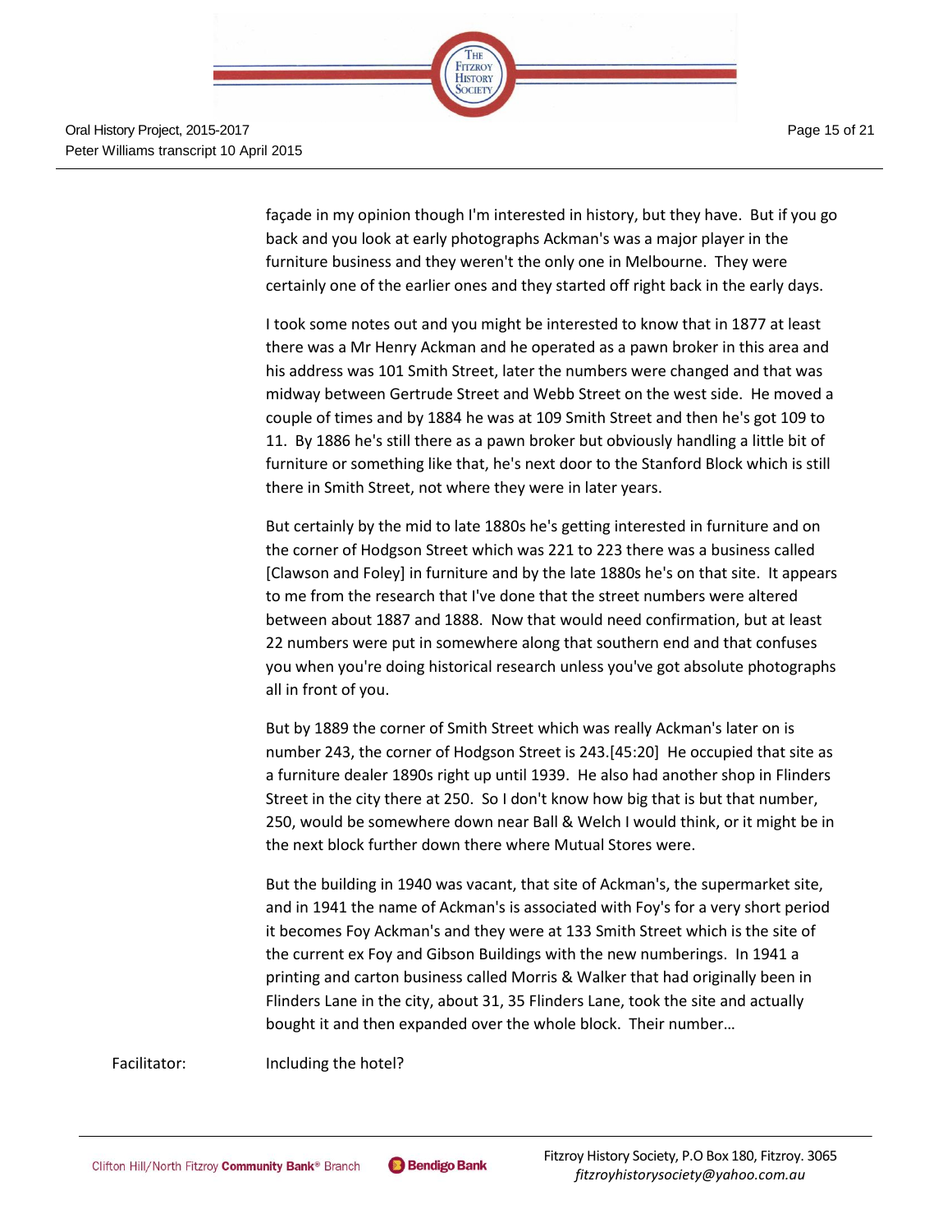façade in my opinion though I'm interested in history, but they have. But if you go back and you look at early photographs Ackman's was a major player in the furniture business and they weren't the only one in Melbourne. They were certainly one of the earlier ones and they started off right back in the early days.

I took some notes out and you might be interested to know that in 1877 at least there was a Mr Henry Ackman and he operated as a pawn broker in this area and his address was 101 Smith Street, later the numbers were changed and that was midway between Gertrude Street and Webb Street on the west side. He moved a couple of times and by 1884 he was at 109 Smith Street and then he's got 109 to 11. By 1886 he's still there as a pawn broker but obviously handling a little bit of furniture or something like that, he's next door to the Stanford Block which is still there in Smith Street, not where they were in later years.

But certainly by the mid to late 1880s he's getting interested in furniture and on the corner of Hodgson Street which was 221 to 223 there was a business called [Clawson and Foley] in furniture and by the late 1880s he's on that site. It appears to me from the research that I've done that the street numbers were altered between about 1887 and 1888. Now that would need confirmation, but at least 22 numbers were put in somewhere along that southern end and that confuses you when you're doing historical research unless you've got absolute photographs all in front of you.

But by 1889 the corner of Smith Street which was really Ackman's later on is number 243, the corner of Hodgson Street is 243.[45:20] He occupied that site as a furniture dealer 1890s right up until 1939. He also had another shop in Flinders Street in the city there at 250. So I don't know how big that is but that number, 250, would be somewhere down near Ball & Welch I would think, or it might be in the next block further down there where Mutual Stores were.

But the building in 1940 was vacant, that site of Ackman's, the supermarket site, and in 1941 the name of Ackman's is associated with Foy's for a very short period it becomes Foy Ackman's and they were at 133 Smith Street which is the site of the current ex Foy and Gibson Buildings with the new numberings. In 1941 a printing and carton business called Morris & Walker that had originally been in Flinders Lane in the city, about 31, 35 Flinders Lane, took the site and actually bought it and then expanded over the whole block. Their number…

Facilitator: Including the hotel?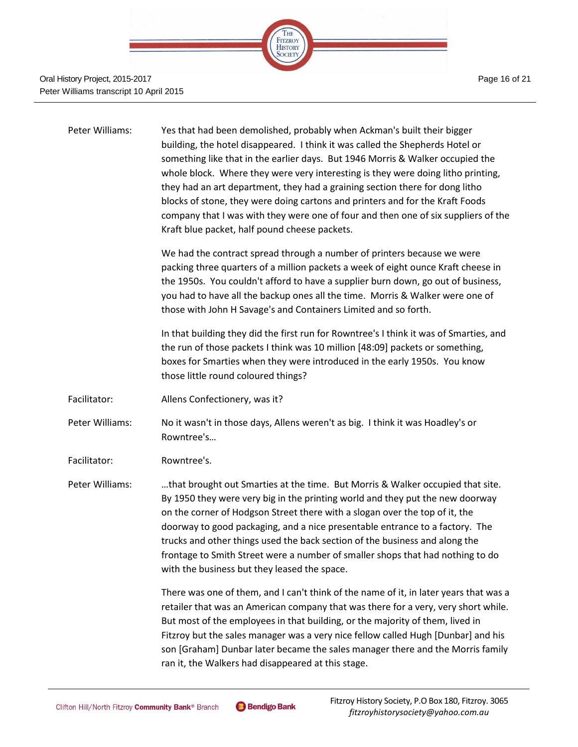Peter Williams: Yes that had been demolished, probably when Ackman's built their bigger building, the hotel disappeared. I think it was called the Shepherds Hotel or something like that in the earlier days. But 1946 Morris & Walker occupied the whole block. Where they were very interesting is they were doing litho printing, they had an art department, they had a graining section there for dong litho blocks of stone, they were doing cartons and printers and for the Kraft Foods company that I was with they were one of four and then one of six suppliers of the Kraft blue packet, half pound cheese packets.

We had the contract spread through a number of printers because we were packing three quarters of a million packets a week of eight ounce Kraft cheese in the 1950s. You couldn't afford to have a supplier burn down, go out of business, you had to have all the backup ones all the time. Morris & Walker were one of those with John H Savage's and Containers Limited and so forth.

In that building they did the first run for Rowntree's I think it was of Smarties, and the run of those packets I think was 10 million [48:09] packets or something, boxes for Smarties when they were introduced in the early 1950s. You know those little round coloured things?

Facilitator: Allens Confectionery, was it?

Peter Williams: No it wasn't in those days, Allens weren't as big. I think it was Hoadley's or Rowntree's…

Facilitator: Rowntree's.

Peter Williams: …that brought out Smarties at the time. But Morris & Walker occupied that site. By 1950 they were very big in the printing world and they put the new doorway on the corner of Hodgson Street there with a slogan over the top of it, the doorway to good packaging, and a nice presentable entrance to a factory. The trucks and other things used the back section of the business and along the frontage to Smith Street were a number of smaller shops that had nothing to do with the business but they leased the space.

There was one of them, and I can't think of the name of it, in later years that was a retailer that was an American company that was there for a very, very short while. But most of the employees in that building, or the majority of them, lived in Fitzroy but the sales manager was a very nice fellow called Hugh [Dunbar] and his son [Graham] Dunbar later became the sales manager there and the Morris family ran it, the Walkers had disappeared at this stage.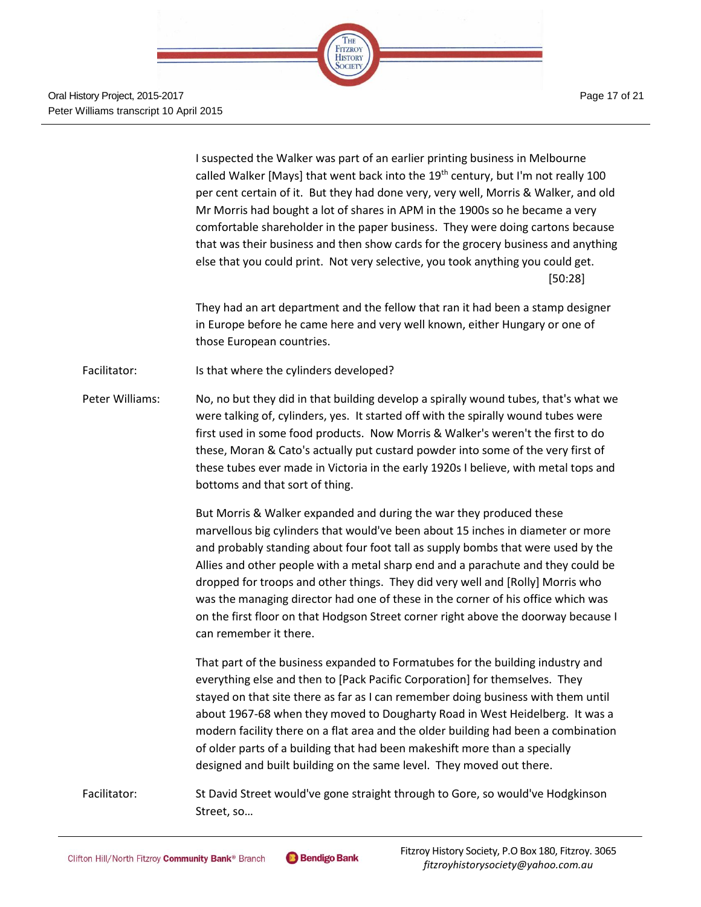I suspected the Walker was part of an earlier printing business in Melbourne called Walker [Mays] that went back into the 19th century, but I'm not really 100 per cent certain of it. But they had done very, very well, Morris & Walker, and old Mr Morris had bought a lot of shares in APM in the 1900s so he became a very comfortable shareholder in the paper business. They were doing cartons because that was their business and then show cards for the grocery business and anything else that you could print. Not very selective, you took anything you could get. [50:28]

They had an art department and the fellow that ran it had been a stamp designer in Europe before he came here and very well known, either Hungary or one of those European countries.

Facilitator: Is that where the cylinders developed?

Peter Williams: No, no but they did in that building develop a spirally wound tubes, that's what we were talking of, cylinders, yes. It started off with the spirally wound tubes were first used in some food products. Now Morris & Walker's weren't the first to do these, Moran & Cato's actually put custard powder into some of the very first of these tubes ever made in Victoria in the early 1920s I believe, with metal tops and bottoms and that sort of thing.

But Morris & Walker expanded and during the war they produced these marvellous big cylinders that would've been about 15 inches in diameter or more and probably standing about four foot tall as supply bombs that were used by the Allies and other people with a metal sharp end and a parachute and they could be dropped for troops and other things. They did very well and [Rolly] Morris who was the managing director had one of these in the corner of his office which was on the first floor on that Hodgson Street corner right above the doorway because I can remember it there.

That part of the business expanded to Formatubes for the building industry and everything else and then to [Pack Pacific Corporation] for themselves. They stayed on that site there as far as I can remember doing business with them until about 1967-68 when they moved to Dougharty Road in West Heidelberg. It was a modern facility there on a flat area and the older building had been a combination of older parts of a building that had been makeshift more than a specially designed and built building on the same level. They moved out there.

Facilitator: St David Street would've gone straight through to Gore, so would've Hodgkinson Street, so…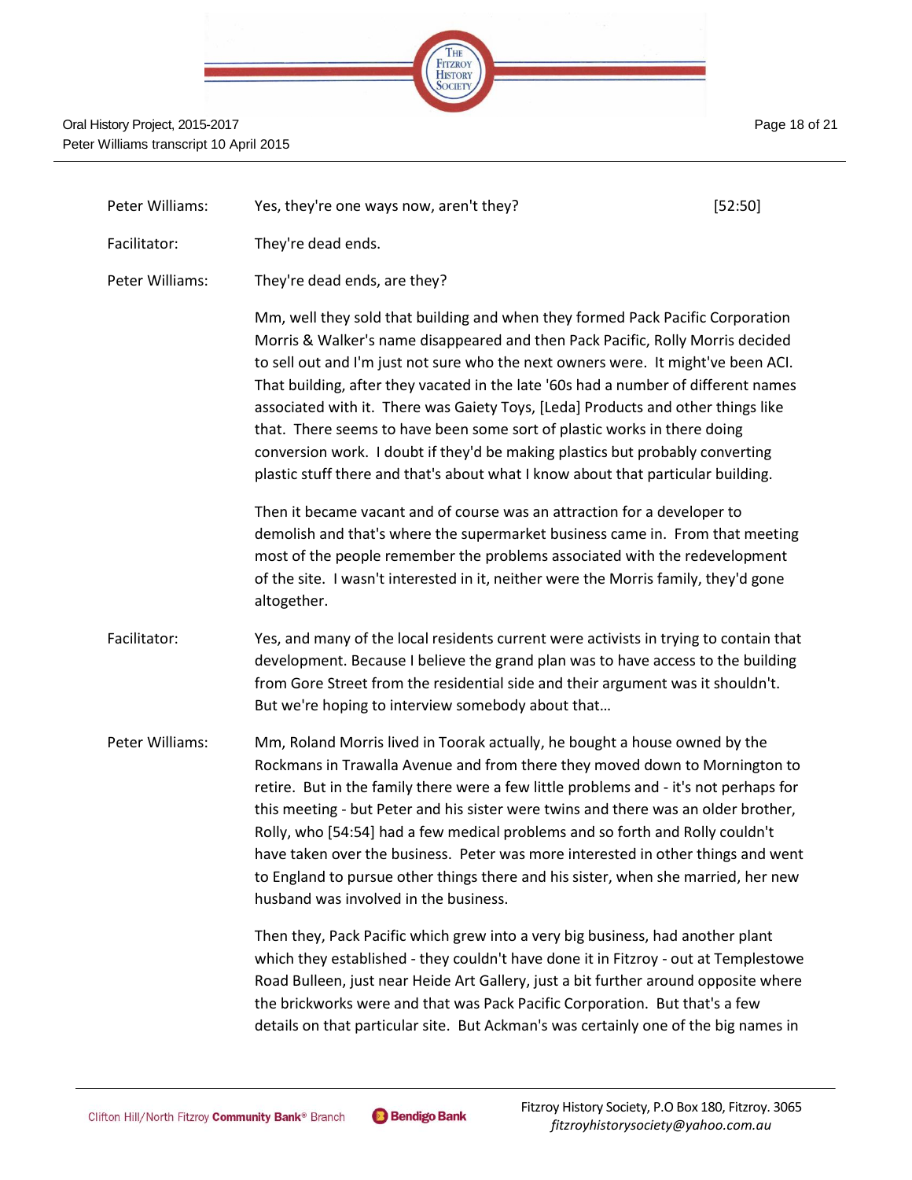Peter Williams: Yes, they're one ways now, aren't they? [52:50]

Facilitator: They're dead ends.

Peter Williams: They're dead ends, are they?

Mm, well they sold that building and when they formed Pack Pacific Corporation Morris & Walker's name disappeared and then Pack Pacific, Rolly Morris decided to sell out and I'm just not sure who the next owners were. It might've been ACI. That building, after they vacated in the late '60s had a number of different names associated with it. There was Gaiety Toys, [Leda] Products and other things like that. There seems to have been some sort of plastic works in there doing conversion work. I doubt if they'd be making plastics but probably converting plastic stuff there and that's about what I know about that particular building.

Then it became vacant and of course was an attraction for a developer to demolish and that's where the supermarket business came in. From that meeting most of the people remember the problems associated with the redevelopment of the site. I wasn't interested in it, neither were the Morris family, they'd gone altogether.

Facilitator: Yes, and many of the local residents current were activists in trying to contain that development. Because I believe the grand plan was to have access to the building from Gore Street from the residential side and their argument was it shouldn't. But we're hoping to interview somebody about that…

Peter Williams: Mm, Roland Morris lived in Toorak actually, he bought a house owned by the Rockmans in Trawalla Avenue and from there they moved down to Mornington to retire. But in the family there were a few little problems and - it's not perhaps for this meeting - but Peter and his sister were twins and there was an older brother, Rolly, who [54:54] had a few medical problems and so forth and Rolly couldn't have taken over the business. Peter was more interested in other things and went to England to pursue other things there and his sister, when she married, her new husband was involved in the business.

Then they, Pack Pacific which grew into a very big business, had another plant which they established - they couldn't have done it in Fitzroy - out at Templestowe Road Bulleen, just near Heide Art Gallery, just a bit further around opposite where the brickworks were and that was Pack Pacific Corporation. But that's a few details on that particular site. But Ackman's was certainly one of the big names in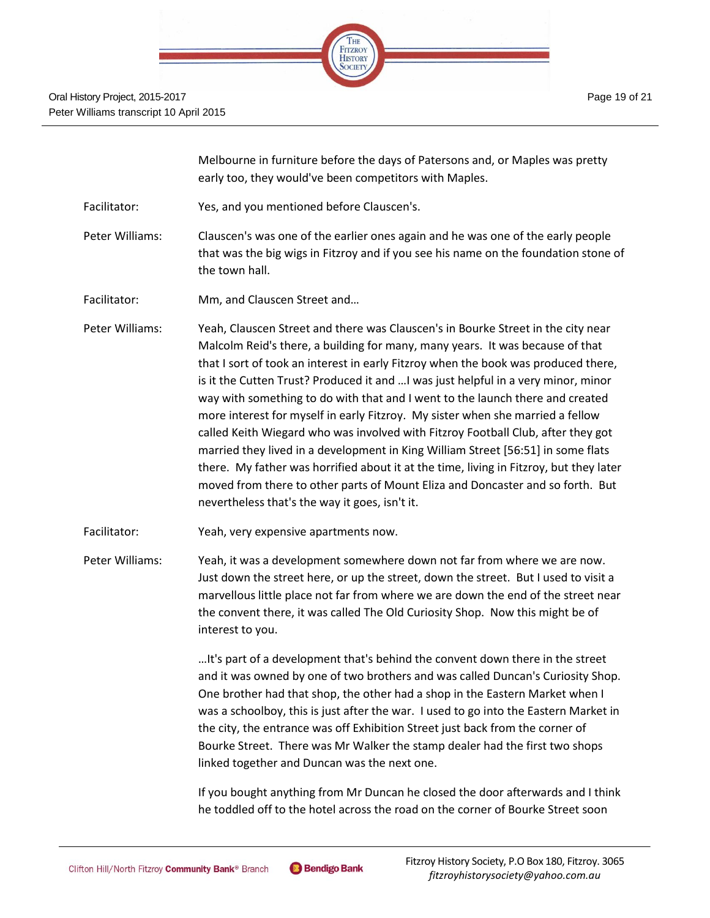Melbourne in furniture before the days of Patersons and, or Maples was pretty early too, they would've been competitors with Maples.

Facilitator: Yes, and you mentioned before Clauscen's.

Peter Williams: Clauscen's was one of the earlier ones again and he was one of the early people that was the big wigs in Fitzroy and if you see his name on the foundation stone of the town hall.

Facilitator: Mm, and Clauscen Street and…

Peter Williams: Yeah, Clauscen Street and there was Clauscen's in Bourke Street in the city near Malcolm Reid's there, a building for many, many years. It was because of that that I sort of took an interest in early Fitzroy when the book was produced there, is it the Cutten Trust? Produced it and …I was just helpful in a very minor, minor way with something to do with that and I went to the launch there and created more interest for myself in early Fitzroy. My sister when she married a fellow called Keith Wiegard who was involved with Fitzroy Football Club, after they got married they lived in a development in King William Street [56:51] in some flats there. My father was horrified about it at the time, living in Fitzroy, but they later moved from there to other parts of Mount Eliza and Doncaster and so forth. But nevertheless that's the way it goes, isn't it.

Facilitator: Yeah, very expensive apartments now.

Peter Williams: Yeah, it was a development somewhere down not far from where we are now. Just down the street here, or up the street, down the street. But I used to visit a marvellous little place not far from where we are down the end of the street near the convent there, it was called The Old Curiosity Shop. Now this might be of interest to you.

…It's part of a development that's behind the convent down there in the street and it was owned by one of two brothers and was called Duncan's Curiosity Shop. One brother had that shop, the other had a shop in the Eastern Market when I was a schoolboy, this is just after the war. I used to go into the Eastern Market in the city, the entrance was off Exhibition Street just back from the corner of Bourke Street. There was Mr Walker the stamp dealer had the first two shops linked together and Duncan was the next one.

If you bought anything from Mr Duncan he closed the door afterwards and I think he toddled off to the hotel across the road on the corner of Bourke Street soon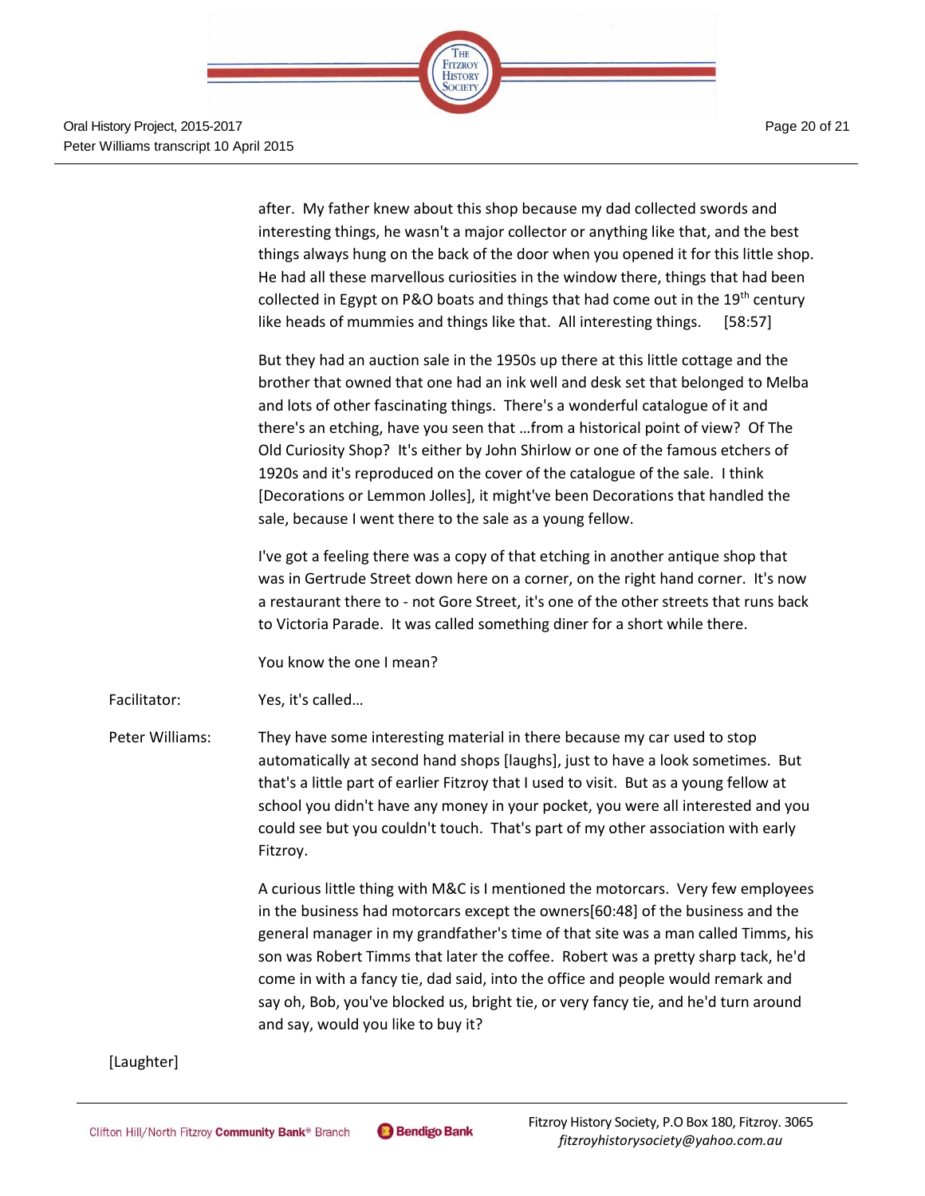after. My father knew about this shop because my dad collected swords and interesting things, he wasn't a major collector or anything like that, and the best things always hung on the back of the door when you opened it for this little shop. He had all these marvellous curiosities in the window there, things that had been collected in Egypt on P&O boats and things that had come out in the 19th century like heads of mummies and things like that. All interesting things. [58:57]

But they had an auction sale in the 1950s up there at this little cottage and the brother that owned that one had an ink well and desk set that belonged to Melba and lots of other fascinating things. There's a wonderful catalogue of it and there's an etching, have you seen that …from a historical point of view? Of The Old Curiosity Shop? It's either by John Shirlow or one of the famous etchers of 1920s and it's reproduced on the cover of the catalogue of the sale. I think [Decorations or Lemmon Jolles], it might've been Decorations that handled the sale, because I went there to the sale as a young fellow.

I've got a feeling there was a copy of that etching in another antique shop that was in Gertrude Street down here on a corner, on the right hand corner. It's now a restaurant there to - not Gore Street, it's one of the other streets that runs back to Victoria Parade. It was called something diner for a short while there.

You know the one I mean?

Facilitator: Yes, it's called…

Peter Williams: They have some interesting material in there because my car used to stop automatically at second hand shops [laughs], just to have a look sometimes. But that's a little part of earlier Fitzroy that I used to visit. But as a young fellow at school you didn't have any money in your pocket, you were all interested and you could see but you couldn't touch. That's part of my other association with early Fitzroy.

A curious little thing with M&C is I mentioned the motorcars. Very few employees in the business had motorcars except the owners[60:48] of the business and the general manager in my grandfather's time of that site was a man called Timms, his son was Robert Timms that later the coffee. Robert was a pretty sharp tack, he'd come in with a fancy tie, dad said, into the office and people would remark and say oh, Bob, you've blocked us, bright tie, or very fancy tie, and he'd turn around and say, would you like to buy it?

[Laughter]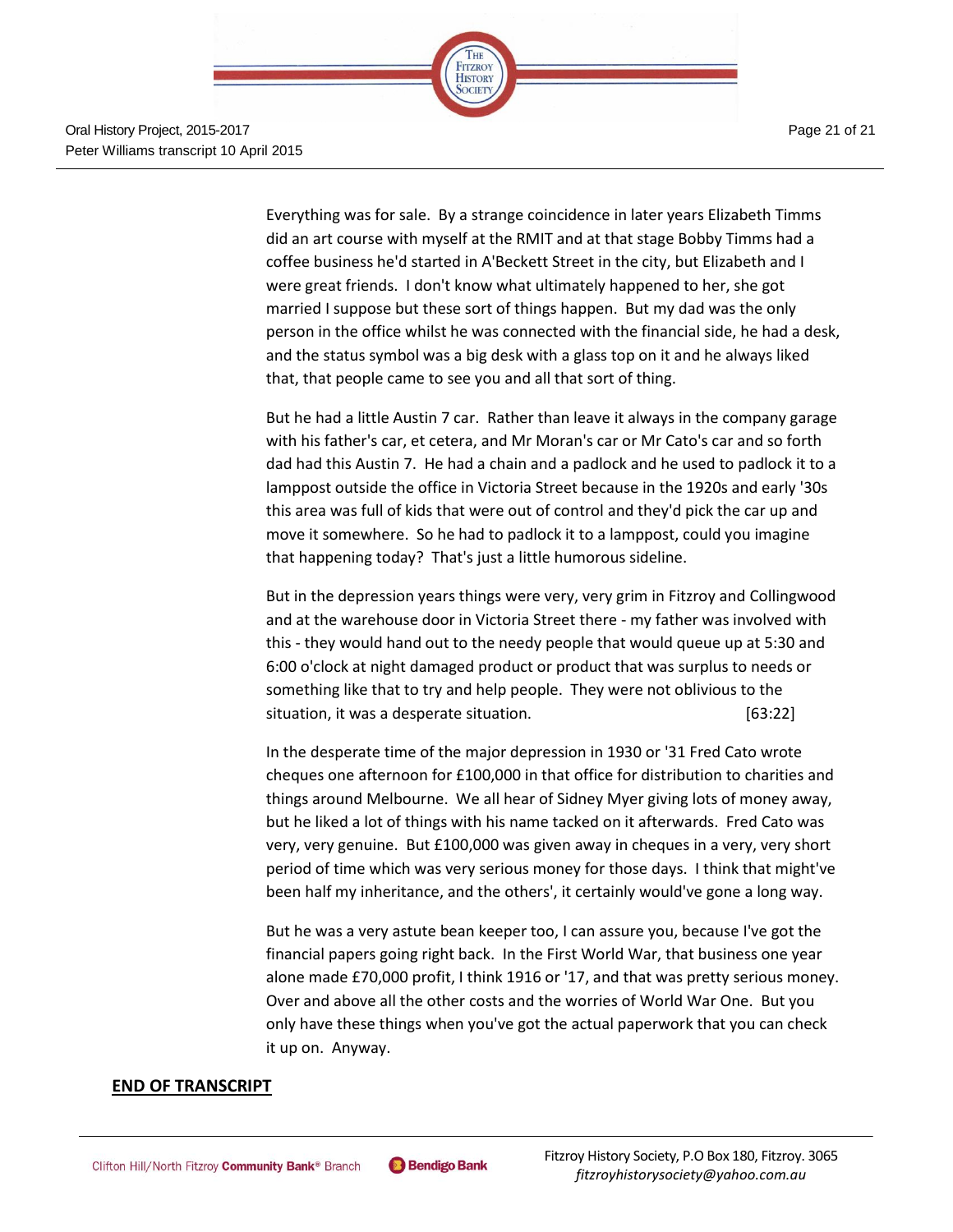Everything was for sale. By a strange coincidence in later years Elizabeth Timms did an art course with myself at the RMIT and at that stage Bobby Timms had a coffee business he'd started in A'Beckett Street in the city, but Elizabeth and I were great friends. I don't know what ultimately happened to her, she got married I suppose but these sort of things happen. But my dad was the only person in the office whilst he was connected with the financial side, he had a desk, and the status symbol was a big desk with a glass top on it and he always liked that, that people came to see you and all that sort of thing.

But he had a little Austin 7 car. Rather than leave it always in the company garage with his father's car, et cetera, and Mr Moran's car or Mr Cato's car and so forth dad had this Austin 7. He had a chain and a padlock and he used to padlock it to a lamppost outside the office in Victoria Street because in the 1920s and early '30s this area was full of kids that were out of control and they'd pick the car up and move it somewhere. So he had to padlock it to a lamppost, could you imagine that happening today? That's just a little humorous sideline.

But in the depression years things were very, very grim in Fitzroy and Collingwood and at the warehouse door in Victoria Street there - my father was involved with this - they would hand out to the needy people that would queue up at 5:30 and 6:00 o'clock at night damaged product or product that was surplus to needs or something like that to try and help people. They were not oblivious to the situation, it was a desperate situation. [63:22]

In the desperate time of the major depression in 1930 or '31 Fred Cato wrote cheques one afternoon for £100,000 in that office for distribution to charities and things around Melbourne. We all hear of Sidney Myer giving lots of money away, but he liked a lot of things with his name tacked on it afterwards. Fred Cato was very, very genuine. But £100,000 was given away in cheques in a very, very short period of time which was very serious money for those days. I think that might've been half my inheritance, and the others', it certainly would've gone a long way.

But he was a very astute bean keeper too, I can assure you, because I've got the financial papers going right back. In the First World War, that business one year alone made £70,000 profit, I think 1916 or '17, and that was pretty serious money. Over and above all the other costs and the worries of World War One. But you only have these things when you've got the actual paperwork that you can check it up on. Anyway.

**END OF TRANSCRIPT**